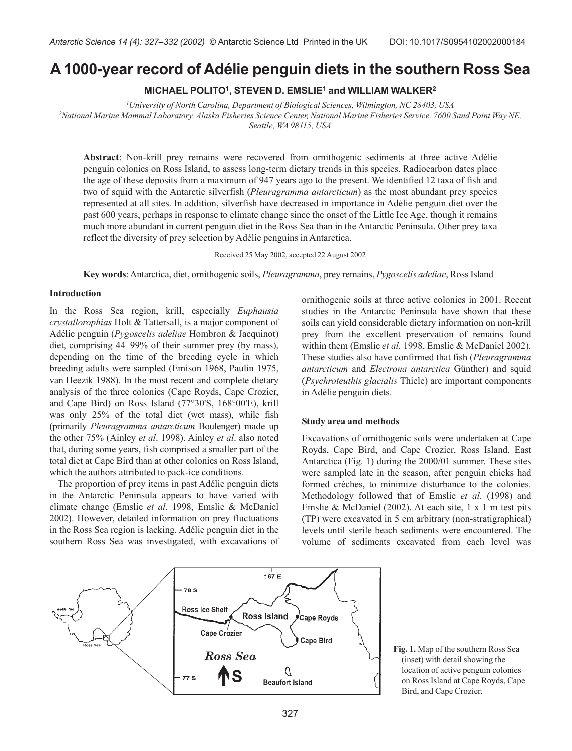# A 1000-year record of Adélie penguin diets in the southern Ross Sea

**MICHAEL POLITO[1], STEVEN D. EMSLIE[1] and WILLIAM WALKER[2]**

[1]*University of North Carolina, Department of Biological Sciences, Wilmington, NC 28403, USA*
[2]*National Marine Mammal Laboratory, Alaska Fisheries Science Center, National Marine Fisheries Service, 7600 Sand Point Way NE, Seattle, WA 98115, USA*

**Abstract**: Non-krill prey remains were recovered from ornithogenic sediments at three active Adélie penguin colonies on Ross Island, to assess long-term dietary trends in this species. Radiocarbon dates place the age of these deposits from a maximum of 947 years ago to the present. We identified 12 taxa of fish and two of squid with the Antarctic silverfish (*Pleuragramma antarcticum*) as the most abundant prey species represented at all sites. In addition, silverfish have decreased in importance in Adélie penguin diet over the past 600 years, perhaps in response to climate change since the onset of the Little Ice Age, though it remains much more abundant in current penguin diet in the Ross Sea than in the Antarctic Peninsula. Other prey taxa reflect the diversity of prey selection by Adélie penguins in Antarctica.

Received 25 May 2002, accepted 22 August 2002

**Key words**: Antarctica, diet, ornithogenic soils, *Pleuragramma*, prey remains, *Pygoscelis adeliae*, Ross Island

## Introduction

In the Ross Sea region, krill, especially *Euphausia crystallorophias* Holt & Tattersall, is a major component of Adélie penguin (*Pygoscelis adeliae* Hombron & Jacquinot) diet, comprising 44–99% of their summer prey (by mass), depending on the time of the breeding cycle in which breeding adults were sampled (Emison 1968, Paulin 1975, van Heezik 1988). In the most recent and complete dietary analysis of the three colonies (Cape Royds, Cape Crozier, and Cape Bird) on Ross Island (77°30'S, 168°00'E), krill was only 25% of the total diet (wet mass), while fish (primarily *Pleuragramma antarcticum* Boulenger) made up the other 75% (Ainley *et al*. 1998). Ainley *et al*. also noted that, during some years, fish comprised a smaller part of the total diet at Cape Bird than at other colonies on Ross Island, which the authors attributed to pack-ice conditions.

The proportion of prey items in past Adélie penguin diets in the Antarctic Peninsula appears to have varied with climate change (Emslie *et al.* 1998, Emslie & McDaniel 2002). However, detailed information on prey fluctuations in the Ross Sea region is lacking. Adélie penguin diet in the southern Ross Sea was investigated, with excavations of ornithogenic soils at three active colonies in 2001. Recent studies in the Antarctic Peninsula have shown that these soils can yield considerable dietary information on non-krill prey from the excellent preservation of remains found within them (Emslie *et al.* 1998, Emslie & McDaniel 2002). These studies also have confirmed that fish (*Pleuragramma antarcticum* and *Electrona antarctica* Günther) and squid (*Psychroteuthis glacialis* Thiele) are important components in Adélie penguin diets.

## Study area and methods

Excavations of ornithogenic soils were undertaken at Cape Royds, Cape Bird, and Cape Crozier, Ross Island, East Antarctica (Fig. 1) during the 2000/01 summer. These sites were sampled late in the season, after penguin chicks had formed crèches, to minimize disturbance to the colonies. Methodology followed that of Emslie *et al*. (1998) and Emslie & McDaniel (2002). At each site, 1 x 1 m test pits (TP) were excavated in 5 cm arbitrary (non-stratigraphical) levels until sterile beach sediments were encountered. The volume of sediments excavated from each level was

**Fig. 1.** Map of the southern Ross Sea (inset) with detail showing the location of active penguin colonies on Ross Island at Cape Royds, Cape Bird, and Cape Crozier.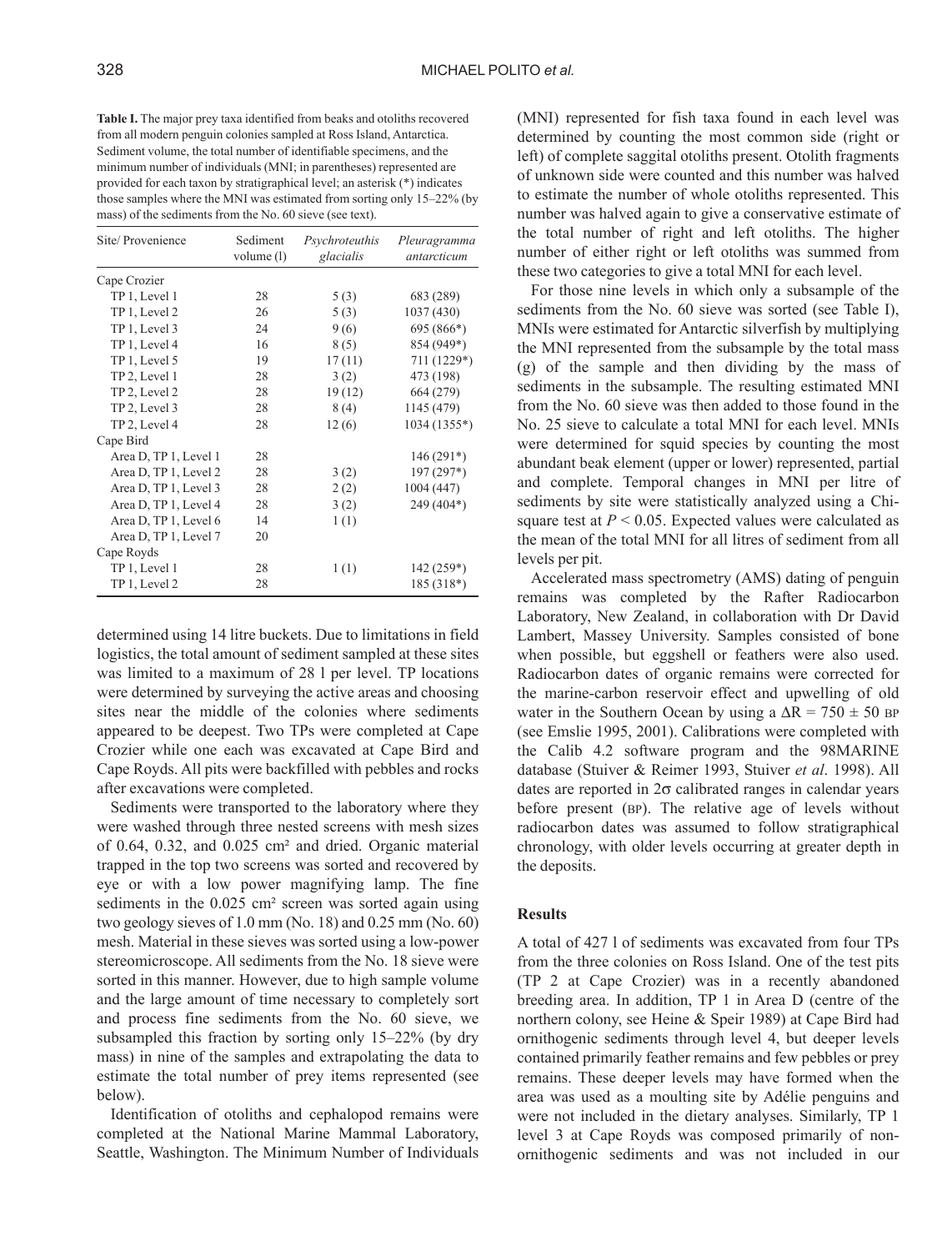**Table I.** The major prey taxa identified from beaks and otoliths recovered from all modern penguin colonies sampled at Ross Island, Antarctica. Sediment volume, the total number of identifiable specimens, and the minimum number of individuals (MNI; in parentheses) represented are provided for each taxon by stratigraphical level; an asterisk (*) indicates those samples where the MNI was estimated from sorting only 15–22% (by mass) of the sediments from the No. 60 sieve (see text).

| Site/ Provenience | Sediment volume (l) | *Psychroteuthis glacialis* | *Pleuragramma antarcticum* |
|---|---|---|---|
| Cape Crozier | | | |
| TP 1, Level 1 | 28 | 5 (3) | 683 (289) |
| TP 1, Level 2 | 26 | 5 (3) | 1037 (430) |
| TP 1, Level 3 | 24 | 9 (6) | 695 (866*) |
| TP 1, Level 4 | 16 | 8 (5) | 854 (949*) |
| TP 1, Level 5 | 19 | 17 (11) | 711 (1229*) |
| TP 2, Level 1 | 28 | 3 (2) | 473 (198) |
| TP 2, Level 2 | 28 | 19 (12) | 664 (279) |
| TP 2, Level 3 | 28 | 8 (4) | 1145 (479) |
| TP 2, Level 4 | 28 | 12 (6) | 1034 (1355*) |
| Cape Bird | | | |
| Area D, TP 1, Level 1 | 28 | | 146 (291*) |
| Area D, TP 1, Level 2 | 28 | 3 (2) | 197 (297*) |
| Area D, TP 1, Level 3 | 28 | 2 (2) | 1004 (447) |
| Area D, TP 1, Level 4 | 28 | 3 (2) | 249 (404*) |
| Area D, TP 1, Level 6 | 14 | 1 (1) | |
| Area D, TP 1, Level 7 | 20 | | |
| Cape Royds | | | |
| TP 1, Level 1 | 28 | 1 (1) | 142 (259*) |
| TP 1, Level 2 | 28 | | 185 (318*) |

determined using 14 litre buckets. Due to limitations in field logistics, the total amount of sediment sampled at these sites was limited to a maximum of 28 l per level. TP locations were determined by surveying the active areas and choosing sites near the middle of the colonies where sediments appeared to be deepest. Two TPs were completed at Cape Crozier while one each was excavated at Cape Bird and Cape Royds. All pits were backfilled with pebbles and rocks after excavations were completed.

Sediments were transported to the laboratory where they were washed through three nested screens with mesh sizes of 0.64, 0.32, and 0.025 $cm^2$ and dried. Organic material trapped in the top two screens was sorted and recovered by eye or with a low power magnifying lamp. The fine sediments in the 0.025 $cm^2$ screen was sorted again using two geology sieves of 1.0 mm (No. 18) and 0.25 mm (No. 60) mesh. Material in these sieves was sorted using a low-power stereomicroscope. All sediments from the No. 18 sieve were sorted in this manner. However, due to high sample volume and the large amount of time necessary to completely sort and process fine sediments from the No. 60 sieve, we subsampled this fraction by sorting only 15–22% (by dry mass) in nine of the samples and extrapolating the data to estimate the total number of prey items represented (see below).

Identification of otoliths and cephalopod remains were completed at the National Marine Mammal Laboratory, Seattle, Washington. The Minimum Number of Individuals (MNI) represented for fish taxa found in each level was determined by counting the most common side (right or left) of complete saggital otoliths present. Otolith fragments of unknown side were counted and this number was halved to estimate the number of whole otoliths represented. This number was halved again to give a conservative estimate of the total number of right and left otoliths. The higher number of either right or left otoliths was summed from these two categories to give a total MNI for each level.

For those nine levels in which only a subsample of the sediments from the No. 60 sieve was sorted (see Table I), MNIs were estimated for Antarctic silverfish by multiplying the MNI represented from the subsample by the total mass (g) of the sample and then dividing by the mass of sediments in the subsample. The resulting estimated MNI from the No. 60 sieve was then added to those found in the No. 25 sieve to calculate a total MNI for each level. MNIs were determined for squid species by counting the most abundant beak element (upper or lower) represented, partial and complete. Temporal changes in MNI per litre of sediments by site were statistically analyzed using a Chi-square test at $P < 0.05$. Expected values were calculated as the mean of the total MNI for all litres of sediment from all levels per pit.

Accelerated mass spectrometry (AMS) dating of penguin remains was completed by the Rafter Radiocarbon Laboratory, New Zealand, in collaboration with Dr David Lambert, Massey University. Samples consisted of bone when possible, but eggshell or feathers were also used. Radiocarbon dates of organic remains were corrected for the marine-carbon reservoir effect and upwelling of old water in the Southern Ocean by using a $\Delta R = 750 \pm 50$ BP (see Emslie 1995, 2001). Calibrations were completed with the Calib 4.2 software program and the 98MARINE database (Stuiver & Reimer 1993, Stuiver *et al*. 1998). All dates are reported in $2\sigma$ calibrated ranges in calendar years before present (BP). The relative age of levels without radiocarbon dates was assumed to follow stratigraphical chronology, with older levels occurring at greater depth in the deposits.

## Results

A total of 427 l of sediments was excavated from four TPs from the three colonies on Ross Island. One of the test pits (TP 2 at Cape Crozier) was in a recently abandoned breeding area. In addition, TP 1 in Area D (centre of the northern colony, see Heine & Speir 1989) at Cape Bird had ornithogenic sediments through level 4, but deeper levels contained primarily feather remains and few pebbles or prey remains. These deeper levels may have formed when the area was used as a moulting site by Adélie penguins and were not included in the dietary analyses. Similarly, TP 1 level 3 at Cape Royds was composed primarily of non-ornithogenic sediments and was not included in our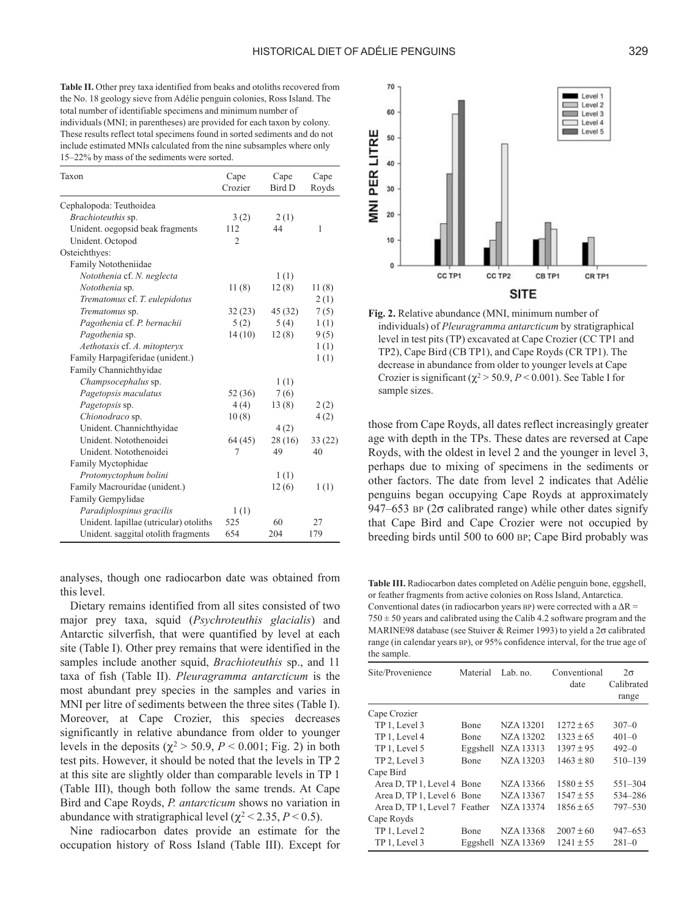**Table II.** Other prey taxa identified from beaks and otoliths recovered from the No. 18 geology sieve from Adélie penguin colonies, Ross Island. The total number of identifiable specimens and minimum number of individuals (MNI; in parentheses) are provided for each taxon by colony. These results reflect total specimens found in sorted sediments and do not include estimated MNIs calculated from the nine subsamples where only 15–22% by mass of the sediments were sorted.

| Taxon | Cape Crozier | Cape Bird D | Cape Royds |
|---|---|---|---|
| Cephalopoda: Teuthoidea | | | |
| *Brachioteuthis* sp. | 3 (2) | 2 (1) | |
| Unident. oegopsid beak fragments | 112 | 44 | 1 |
| Unident. Octopod | 2 | | |
| Osteichthyes: | | | |
| Family Nototheniidae | | | |
| *Notothenia* cf. *N. neglecta* | | 1 (1) | |
| *Notothenia* sp. | 11 (8) | 12 (8) | 11 (8) |
| *Trematomus* cf. *T. eulepidotus* | | | 2 (1) |
| *Trematomus* sp. | 32 (23) | 45 (32) | 7 (5) |
| *Pagothenia* cf. *P. bernachii* | 5 (2) | 5 (4) | 1 (1) |
| *Pagothenia* sp. | 14 (10) | 12 (8) | 9 (5) |
| *Aethotaxis* cf. *A. mitopteryx* | | | 1 (1) |
| Family Harpagiferidae (unident.) | | | 1 (1) |
| Family Channichthyidae | | | |
| *Champsocephalus* sp. | | 1 (1) | |
| *Pagetopsis maculatus* | 52 (36) | 7 (6) | |
| *Pagetopsis* sp. | 4 (4) | 13 (8) | 2 (2) |
| *Chionodraco* sp. | 10 (8) | | 4 (2) |
| Unident. Channichthyidae | | 4 (2) | |
| Unident. Notothenoidei | 64 (45) | 28 (16) | 33 (22) |
| Unident. Notothenoidei | 7 | 49 | 40 |
| Family Myctophidae | | | |
| *Protomyctophum bolini* | | 1 (1) | |
| Family Macrouridae (unident.) | | 12 (6) | 1 (1) |
| Family Gempylidae | | | |
| *Paradiplospinus gracilis* | 1 (1) | | |
| Unident. lapillae (utricular) otoliths | 525 | 60 | 27 |
| Unident. saggital otolith fragments | 654 | 204 | 179 |

analyses, though one radiocarbon date was obtained from this level.

Dietary remains identified from all sites consisted of two major prey taxa, squid (*Psychroteuthis glacialis*) and Antarctic silverfish, that were quantified by level at each site (Table I). Other prey remains that were identified in the samples include another squid, *Brachioteuthis* sp., and 11 taxa of fish (Table II). *Pleuragramma antarcticum* is the most abundant prey species in the samples and varies in MNI per litre of sediments between the three sites (Table I). Moreover, at Cape Crozier, this species decreases significantly in relative abundance from older to younger levels in the deposits ($\chi^2 > 50.9$, $P < 0.001$; Fig. 2) in both test pits. However, it should be noted that the levels in TP 2 at this site are slightly older than comparable levels in TP 1 (Table III), though both follow the same trends. At Cape Bird and Cape Royds, *P. antarcticum* shows no variation in abundance with stratigraphical level ($\chi^2 < 2.35$, $P < 0.5$).

Nine radiocarbon dates provide an estimate for the occupation history of Ross Island (Table III). Except for those from Cape Royds, all dates reflect increasingly greater age with depth in the TPs. These dates are reversed at Cape Royds, with the oldest in level 2 and the younger in level 3, perhaps due to mixing of specimens in the sediments or other factors. The date from level 2 indicates that Adélie penguins began occupying Cape Royds at approximately 947–653 BP (2σ calibrated range) while other dates signify that Cape Bird and Cape Crozier were not occupied by breeding birds until 500 to 600 BP; Cape Bird probably was

**Fig. 2.** Relative abundance (MNI, minimum number of individuals) of *Pleuragramma antarcticum* by stratigraphical level in test pits (TP) excavated at Cape Crozier (CC TP1 and TP2), Cape Bird (CB TP1), and Cape Royds (CR TP1). The decrease in abundance from older to younger levels at Cape Crozier is significant ($\chi^2 > 50.9$, $P < 0.001$). See Table I for sample sizes.

**Table III.** Radiocarbon dates completed on Adélie penguin bone, eggshell, or feather fragments from active colonies on Ross Island, Antarctica. Conventional dates (in radiocarbon years BP) were corrected with a $\Delta R = 750 \pm 50$ years and calibrated using the Calib 4.2 software program and the MARINE98 database (see Stuiver & Reimer 1993) to yield a 2σ calibrated range (in calendar years BP), or 95% confidence interval, for the true age of the sample.

| Site/Provenience | Material | Lab. no. | Conventional date | 2σ Calibrated range |
|---|---|---|---|---|
| Cape Crozier | | | | |
| TP 1, Level 3 | Bone | NZA 13201 | 1272 ± 65 | 307–0 |
| TP 1, Level 4 | Bone | NZA 13202 | 1323 ± 65 | 401–0 |
| TP 1, Level 5 | Eggshell | NZA 13313 | 1397 ± 95 | 492–0 |
| TP 2, Level 3 | Bone | NZA 13203 | 1463 ± 80 | 510–139 |
| Cape Bird | | | | |
| Area D, TP 1, Level 4 | Bone | NZA 13366 | 1580 ± 55 | 551–304 |
| Area D, TP 1, Level 6 | Bone | NZA 13367 | 1547 ± 55 | 534–286 |
| Area D, TP 1, Level 7 | Feather | NZA 13374 | 1856 ± 65 | 797–530 |
| Cape Royds | | | | |
| TP 1, Level 2 | Bone | NZA 13368 | 2007 ± 60 | 947–653 |
| TP 1, Level 3 | Eggshell | NZA 13369 | 1241 ± 55 | 281–0 |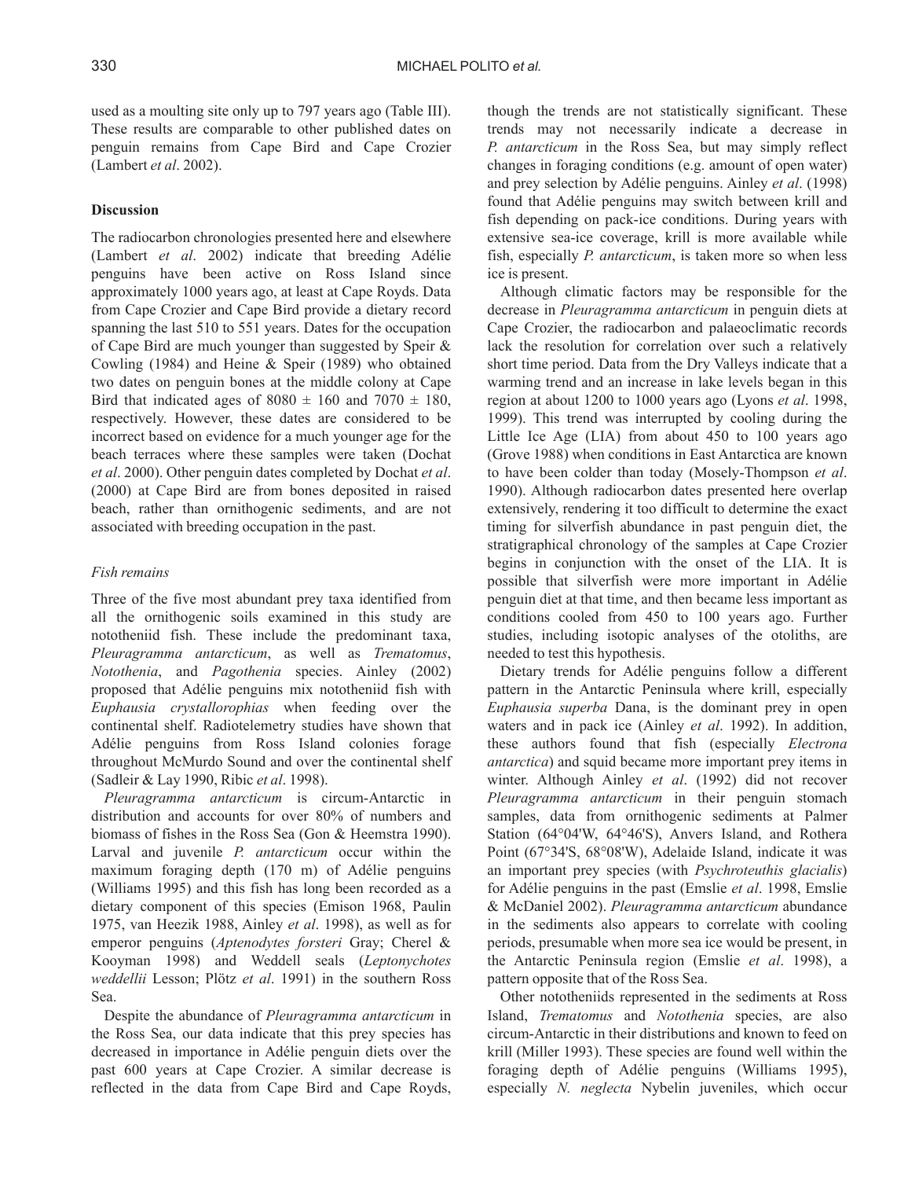used as a moulting site only up to 797 years ago (Table III). These results are comparable to other published dates on penguin remains from Cape Bird and Cape Crozier (Lambert *et al*. 2002).

## Discussion

The radiocarbon chronologies presented here and elsewhere (Lambert *et al*. 2002) indicate that breeding Adélie penguins have been active on Ross Island since approximately 1000 years ago, at least at Cape Royds. Data from Cape Crozier and Cape Bird provide a dietary record spanning the last 510 to 551 years. Dates for the occupation of Cape Bird are much younger than suggested by Speir & Cowling (1984) and Heine & Speir (1989) who obtained two dates on penguin bones at the middle colony at Cape Bird that indicated ages of 8080 ± 160 and 7070 ± 180, respectively. However, these dates are considered to be incorrect based on evidence for a much younger age for the beach terraces where these samples were taken (Dochat *et al*. 2000). Other penguin dates completed by Dochat *et al*. (2000) at Cape Bird are from bones deposited in raised beach, rather than ornithogenic sediments, and are not associated with breeding occupation in the past.

### *Fish remains*

Three of the five most abundant prey taxa identified from all the ornithogenic soils examined in this study are notothenìid fish. These include the predominant taxa, *Pleuragramma antarcticum*, as well as *Trematomus*, *Notothenia*, and *Pagothenia* species. Ainley (2002) proposed that Adélie penguins mix nototheniid fish with *Euphausia crystallorophias* when feeding over the continental shelf. Radiotelemetry studies have shown that Adélie penguins from Ross Island colonies forage throughout McMurdo Sound and over the continental shelf (Sadleir & Lay 1990, Ribic *et al*. 1998).

*Pleuragramma antarcticum* is circum-Antarctic in distribution and accounts for over 80% of numbers and biomass of fishes in the Ross Sea (Gon & Heemstra 1990). Larval and juvenile *P. antarcticum* occur within the maximum foraging depth (170 m) of Adélie penguins (Williams 1995) and this fish has long been recorded as a dietary component of this species (Emison 1968, Paulin 1975, van Heezik 1988, Ainley *et al*. 1998), as well as for emperor penguins (*Aptenodytes forsteri* Gray; Cherel & Kooyman 1998) and Weddell seals (*Leptonychotes weddellii* Lesson; Plötz *et al*. 1991) in the southern Ross Sea.

Despite the abundance of *Pleuragramma antarcticum* in the Ross Sea, our data indicate that this prey species has decreased in importance in Adélie penguin diets over the past 600 years at Cape Crozier. A similar decrease is reflected in the data from Cape Bird and Cape Royds, though the trends are not statistically significant. These trends may not necessarily indicate a decrease in *P. antarcticum* in the Ross Sea, but may simply reflect changes in foraging conditions (e.g. amount of open water) and prey selection by Adélie penguins. Ainley *et al*. (1998) found that Adélie penguins may switch between krill and fish depending on pack-ice conditions. During years with extensive sea-ice coverage, krill is more available while fish, especially *P. antarcticum*, is taken more so when less ice is present.

Although climatic factors may be responsible for the decrease in *Pleuragramma antarcticum* in penguin diets at Cape Crozier, the radiocarbon and palaeoclimatic records lack the resolution for correlation over such a relatively short time period. Data from the Dry Valleys indicate that a warming trend and an increase in lake levels began in this region at about 1200 to 1000 years ago (Lyons *et al*. 1998, 1999). This trend was interrupted by cooling during the Little Ice Age (LIA) from about 450 to 100 years ago (Grove 1988) when conditions in East Antarctica are known to have been colder than today (Mosely-Thompson *et al*. 1990). Although radiocarbon dates presented here overlap extensively, rendering it too difficult to determine the exact timing for silverfish abundance in past penguin diet, the stratigraphical chronology of the samples at Cape Crozier begins in conjunction with the onset of the LIA. It is possible that silverfish were more important in Adélie penguin diet at that time, and then became less important as conditions cooled from 450 to 100 years ago. Further studies, including isotopic analyses of the otoliths, are needed to test this hypothesis.

Dietary trends for Adélie penguins follow a different pattern in the Antarctic Peninsula where krill, especially *Euphausia superba* Dana, is the dominant prey in open waters and in pack ice (Ainley *et al*. 1992). In addition, these authors found that fish (especially *Electrona antarctica*) and squid became more important prey items in winter. Although Ainley *et al*. (1992) did not recover *Pleuragramma antarcticum* in their penguin stomach samples, data from ornithogenic sediments at Palmer Station (64°04'W, 64°46'S), Anvers Island, and Rothera Point (67°34'S, 68°08'W), Adelaide Island, indicate it was an important prey species (with *Psychroteuthis glacialis*) for Adélie penguins in the past (Emslie *et al*. 1998, Emslie & McDaniel 2002). *Pleuragramma antarcticum* abundance in the sediments also appears to correlate with cooling periods, presumable when more sea ice would be present, in the Antarctic Peninsula region (Emslie *et al*. 1998), a pattern opposite that of the Ross Sea.

Other nototheniids represented in the sediments at Ross Island, *Trematomus* and *Notothenia* species, are also circum-Antarctic in their distributions and known to feed on krill (Miller 1993). These species are found well within the foraging depth of Adélie penguins (Williams 1995), especially *N. neglecta* Nybelin juveniles, which occur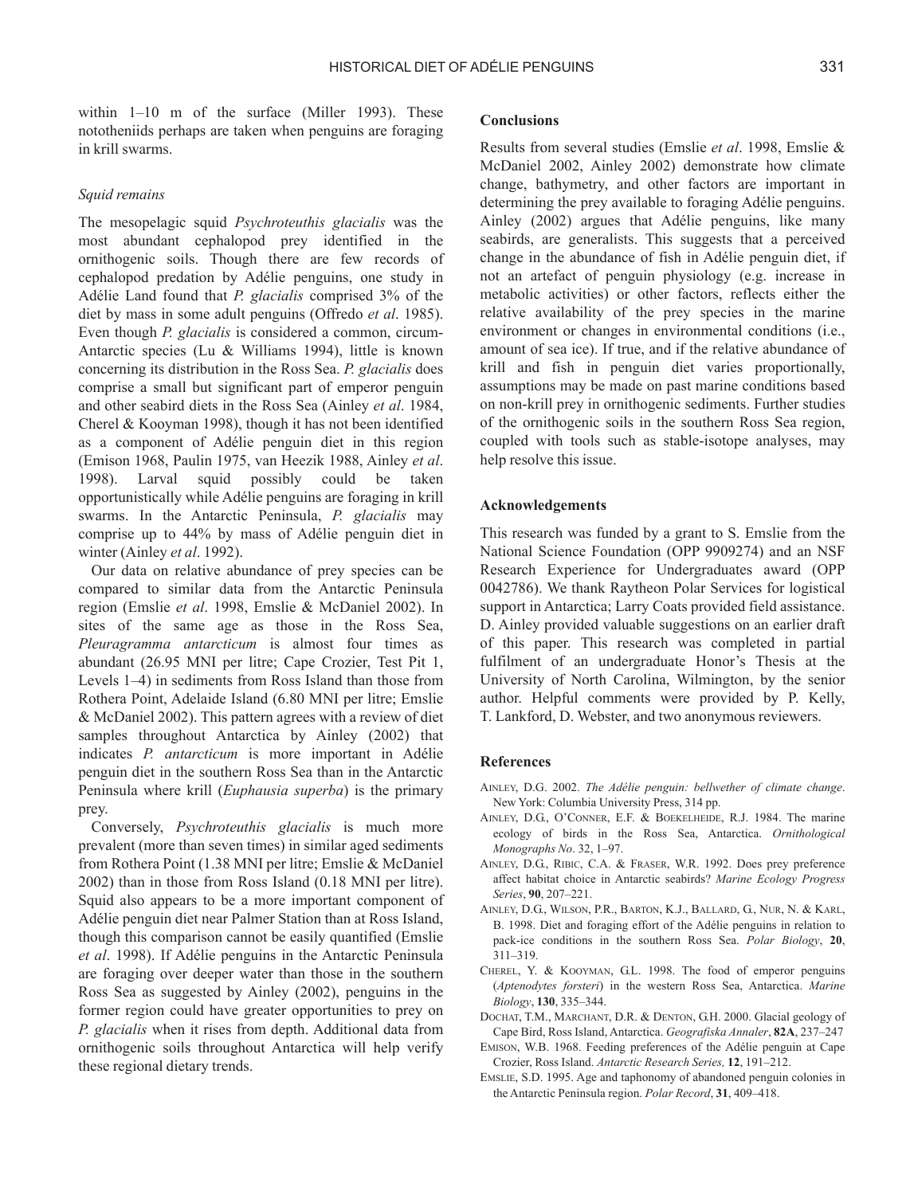within 1–10 m of the surface (Miller 1993). These nototheniids perhaps are taken when penguins are foraging in krill swarms.

### *Squid remains*

The mesopelagic squid *Psychroteuthis glacialis* was the most abundant cephalopod prey identified in the ornithogenic soils. Though there are few records of cephalopod predation by Adélie penguins, one study in Adélie Land found that *P. glacialis* comprised 3% of the diet by mass in some adult penguins (Offredo *et al*. 1985). Even though *P. glacialis* is considered a common, circum-Antarctic species (Lu & Williams 1994), little is known concerning its distribution in the Ross Sea. *P. glacialis* does comprise a small but significant part of emperor penguin and other seabird diets in the Ross Sea (Ainley *et al*. 1984, Cherel & Kooyman 1998), though it has not been identified as a component of Adélie penguin diet in this region (Emison 1968, Paulin 1975, van Heezik 1988, Ainley *et al*. 1998). Larval squid possibly could be taken opportunistically while Adélie penguins are foraging in krill swarms. In the Antarctic Peninsula, *P. glacialis* may comprise up to 44% by mass of Adélie penguin diet in winter (Ainley *et al*. 1992).

Our data on relative abundance of prey species can be compared to similar data from the Antarctic Peninsula region (Emslie *et al*. 1998, Emslie & McDaniel 2002). In sites of the same age as those in the Ross Sea, *Pleuragramma antarcticum* is almost four times as abundant (26.95 MNI per litre; Cape Crozier, Test Pit 1, Levels 1–4) in sediments from Ross Island than those from Rothera Point, Adelaide Island (6.80 MNI per litre; Emslie & McDaniel 2002). This pattern agrees with a review of diet samples throughout Antarctica by Ainley (2002) that indicates *P. antarcticum* is more important in Adélie penguin diet in the southern Ross Sea than in the Antarctic Peninsula where krill (*Euphausia superba*) is the primary prey.

Conversely, *Psychroteuthis glacialis* is much more prevalent (more than seven times) in similar aged sediments from Rothera Point (1.38 MNI per litre; Emslie & McDaniel 2002) than in those from Ross Island (0.18 MNI per litre). Squid also appears to be a more important component of Adélie penguin diet near Palmer Station than at Ross Island, though this comparison cannot be easily quantified (Emslie *et al*. 1998). If Adélie penguins in the Antarctic Peninsula are foraging over deeper water than those in the southern Ross Sea as suggested by Ainley (2002), penguins in the former region could have greater opportunities to prey on *P. glacialis* when it rises from depth. Additional data from ornithogenic soils throughout Antarctica will help verify these regional dietary trends.

## Conclusions

Results from several studies (Emslie *et al*. 1998, Emslie & McDaniel 2002, Ainley 2002) demonstrate how climate change, bathymetry, and other factors are important in determining the prey available to foraging Adélie penguins. Ainley (2002) argues that Adélie penguins, like many seabirds, are generalists. This suggests that a perceived change in the abundance of fish in Adélie penguin diet, if not an artefact of penguin physiology (e.g. increase in metabolic activities) or other factors, reflects either the relative availability of the prey species in the marine environment or changes in environmental conditions (i.e., amount of sea ice). If true, and if the relative abundance of krill and fish in penguin diet varies proportionally, assumptions may be made on past marine conditions based on non-krill prey in ornithogenic sediments. Further studies of the ornithogenic soils in the southern Ross Sea region, coupled with tools such as stable-isotope analyses, may help resolve this issue.

## Acknowledgements

This research was funded by a grant to S. Emslie from the National Science Foundation (OPP 9909274) and an NSF Research Experience for Undergraduates award (OPP 0042786). We thank Raytheon Polar Services for logistical support in Antarctica; Larry Coats provided field assistance. D. Ainley provided valuable suggestions on an earlier draft of this paper. This research was completed in partial fulfilment of an undergraduate Honor's Thesis at the University of North Carolina, Wilmington, by the senior author. Helpful comments were provided by P. Kelly, T. Lankford, D. Webster, and two anonymous reviewers.

## References

AINLEY, D.G. 2002. *The Adélie penguin: bellwether of climate change*. New York: Columbia University Press, 314 pp.

AINLEY, D.G, O'CONNER, E.F. & BOEKELHEIDE, R.J. 1984. The marine ecology of birds in the Ross Sea, Antarctica. *Ornithological Monographs No*. 32, 1–97.

AINLEY, D.G., RIBIC, C.A. & FRASER, W.R. 1992. Does prey preference affect habitat choice in Antarctic seabirds? *Marine Ecology Progress Series*, **90**, 207–221.

AINLEY, D.G., WILSON, P.R., BARTON, K.J., BALLARD, G., NUR, N. & KARL, B. 1998. Diet and foraging effort of the Adélie penguins in relation to pack-ice conditions in the southern Ross Sea. *Polar Biology*, **20**, 311–319.

CHEREL, Y. & KOOYMAN, G.L. 1998. The food of emperor penguins (*Aptenodytes forsteri*) in the western Ross Sea, Antarctica. *Marine Biology*, **130**, 335–344.

DOCHAT, T.M., MARCHANT, D.R. & DENTON, G.H. 2000. Glacial geology of Cape Bird, Ross Island, Antarctica. *Geografiska Annaler*, **82A**, 237–247

EMISON, W.B. 1968. Feeding preferences of the Adélie penguin at Cape Crozier, Ross Island. *Antarctic Research Series,* **12**, 191–212.

EMSLIE, S.D. 1995. Age and taphonomy of abandoned penguin colonies in the Antarctic Peninsula region. *Polar Record*, **31**, 409–418.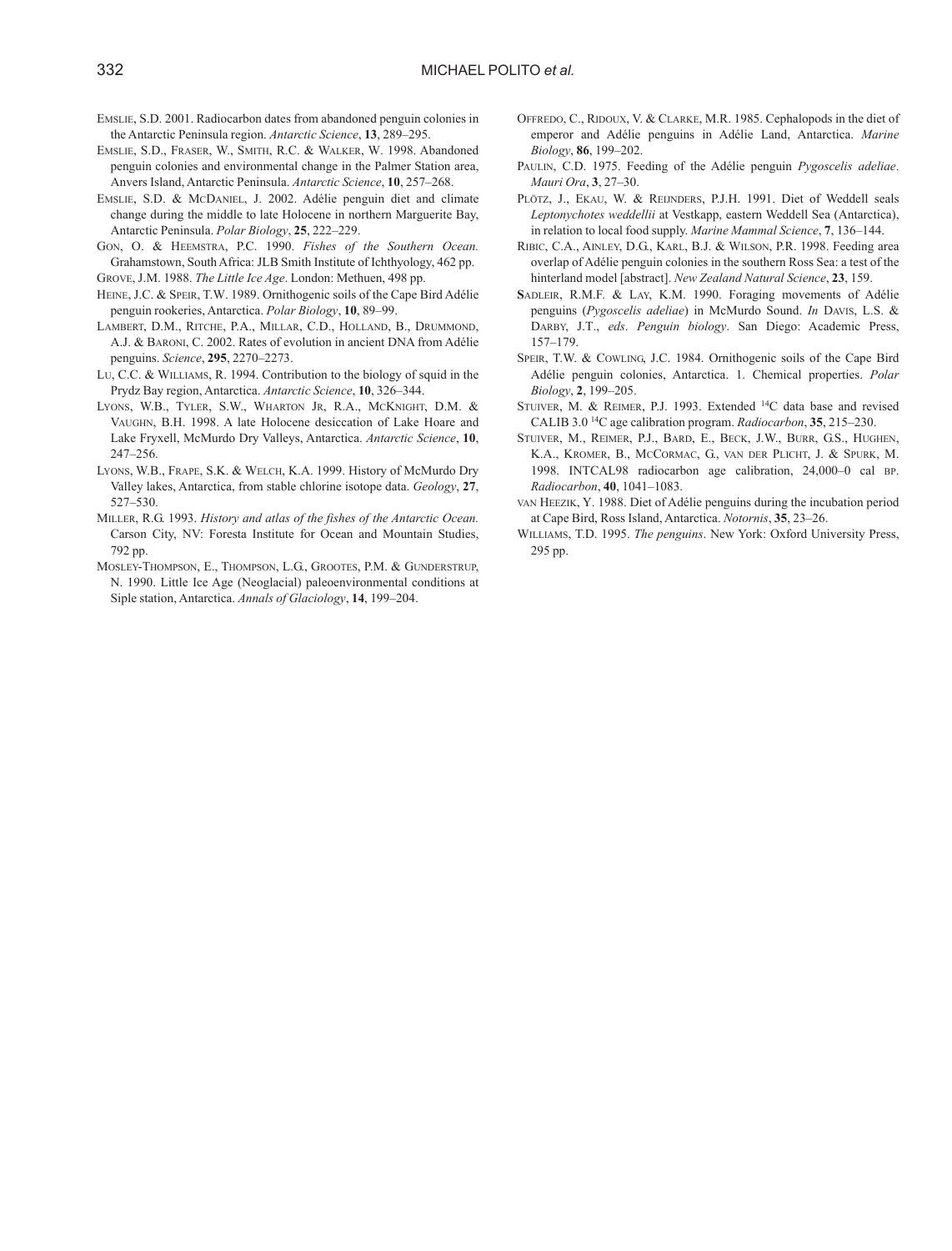Emslie, S.D. 2001. Radiocarbon dates from abandoned penguin colonies in the Antarctic Peninsula region. *Antarctic Science*, **13**, 289–295.

Emslie, S.D., Fraser, W., Smith, R.C. & Walker, W. 1998. Abandoned penguin colonies and environmental change in the Palmer Station area, Anvers Island, Antarctic Peninsula. *Antarctic Science*, **10**, 257–268.

Emslie, S.D. & McDaniel, J. 2002. Adélie penguin diet and climate change during the middle to late Holocene in northern Marguerite Bay, Antarctic Peninsula. *Polar Biology*, **25**, 222–229.

Gon, O. & Heemstra, P.C. 1990. *Fishes of the Southern Ocean.* Grahamstown, South Africa: JLB Smith Institute of Ichthyology, 462 pp.

Grove, J.M. 1988. *The Little Ice Age*. London: Methuen, 498 pp.

Heine, J.C. & Speir, T.W. 1989. Ornithogenic soils of the Cape Bird Adélie penguin rookeries, Antarctica. *Polar Biology*, **10**, 89–99.

Lambert, D.M., Ritche, P.A., Millar, C.D., Holland, B., Drummond, A.J. & Baroni, C. 2002. Rates of evolution in ancient DNA from Adélie penguins. *Science*, **295**, 2270–2273.

Lu, C.C. & Williams, R. 1994. Contribution to the biology of squid in the Prydz Bay region, Antarctica. *Antarctic Science*, **10**, 326–344.

Lyons, W.B., Tyler, S.W., Wharton Jr, R.A., McKnight, D.M. & Vaughn, B.H. 1998. A late Holocene desiccation of Lake Hoare and Lake Fryxell, McMurdo Dry Valleys, Antarctica. *Antarctic Science*, **10**, 247–256.

Lyons, W.B., Frape, S.K. & Welch, K.A. 1999. History of McMurdo Dry Valley lakes, Antarctica, from stable chlorine isotope data. *Geology*, **27**, 527–530.

Miller, R.G. 1993. *History and atlas of the fishes of the Antarctic Ocean.* Carson City, NV: Foresta Institute for Ocean and Mountain Studies, 792 pp.

Mosley-Thompson, E., Thompson, L.G., Grootes, P.M. & Gunderstrup, N. 1990. Little Ice Age (Neoglacial) paleoenvironmental conditions at Siple station, Antarctica. *Annals of Glaciology*, **14**, 199–204.

Offredo, C., Ridoux, V. & Clarke, M.R. 1985. Cephalopods in the diet of emperor and Adélie penguins in Adélie Land, Antarctica. *Marine Biology*, **86**, 199–202.

Paulin, C.D. 1975. Feeding of the Adélie penguin *Pygoscelis adeliae*. *Mauri Ora*, **3**, 27–30.

Plötz, J., Ekau, W. & Reijnders, P.J.H. 1991. Diet of Weddell seals *Leptonychotes weddellii* at Vestkapp, eastern Weddell Sea (Antarctica), in relation to local food supply. *Marine Mammal Science*, **7**, 136–144.

Ribic, C.A., Ainley, D.G., Karl, B.J. & Wilson, P.R. 1998. Feeding area overlap of Adélie penguin colonies in the southern Ross Sea: a test of the hinterland model [abstract]. *New Zealand Natural Science*, **23**, 159.

Sadleir, R.M.F. & Lay, K.M. 1990. Foraging movements of Adélie penguins (*Pygoscelis adeliae*) in McMurdo Sound. *In* Davis, L.S. & Darby, J.T., *eds*. *Penguin biology*. San Diego: Academic Press, 157–179.

Speir, T.W. & Cowling, J.C. 1984. Ornithogenic soils of the Cape Bird Adélie penguin colonies, Antarctica. 1. Chemical properties. *Polar Biology*, **2**, 199–205.

Stuiver, M. & Reimer, P.J. 1993. Extended $^{14}$C data base and revised CALIB 3.0 $^{14}$C age calibration program. *Radiocarbon*, **35**, 215–230.

Stuiver, M., Reimer, P.J., Bard, E., Beck, J.W., Burr, G.S., Hughen, K.A., Kromer, B., McCormac, G., van der Plicht, J. & Spurk, M. 1998. INTCAL98 radiocarbon age calibration, 24,000–0 cal BP. *Radiocarbon*, **40**, 1041–1083.

van Heezik, Y. 1988. Diet of Adélie penguins during the incubation period at Cape Bird, Ross Island, Antarctica. *Notornis*, **35**, 23–26.

Williams, T.D. 1995. *The penguins*. New York: Oxford University Press, 295 pp.